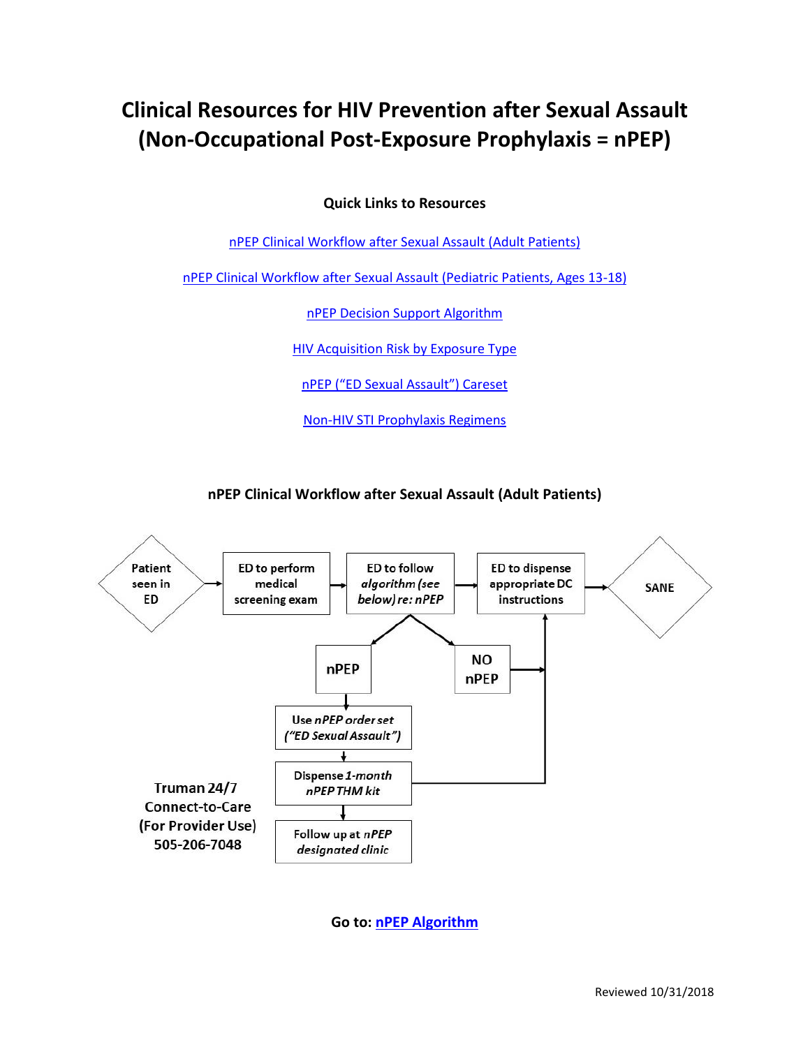# Clinical Resources for HIV Prevention after Sexual Assault (Non-Occupational Post-Exposure Prophylaxis = nPEP)

**Quick Links to Resources**

nPEP Clinical Workflow after Sexual Assault (Adult Patients)

nPEP Clinical Workflow after Sexual Assault (Pediatric Patients, Ages 13-18)

nPEP Decision Support Algorithm

HIV Acquisition Risk by Exposure Type

nPEP ("ED Sexual Assault") Careset

Non-HIV STI Prophylaxis Regimens

## nPEP Clinical Workflow after Sexual Assault (Adult Patients)

Patient seen in ED → ED to perform medical screening exam → ED to follow *algorithm (see below) re: nPEP* → ED to dispense appropriate DC instructions → SANE

- **nPEP** → Use *nPEP order set ("ED Sexual Assault")* → Dispense *1-month nPEP THM kit* (→ ED to dispense appropriate DC instructions) → Follow up at *nPEP designated clinic*
- **NO nPEP** → ED to dispense appropriate DC instructions

Truman 24/7 Connect-to-Care (For Provider Use) 505-206-7048

**Go to: nPEP Algorithm**

Reviewed 10/31/2018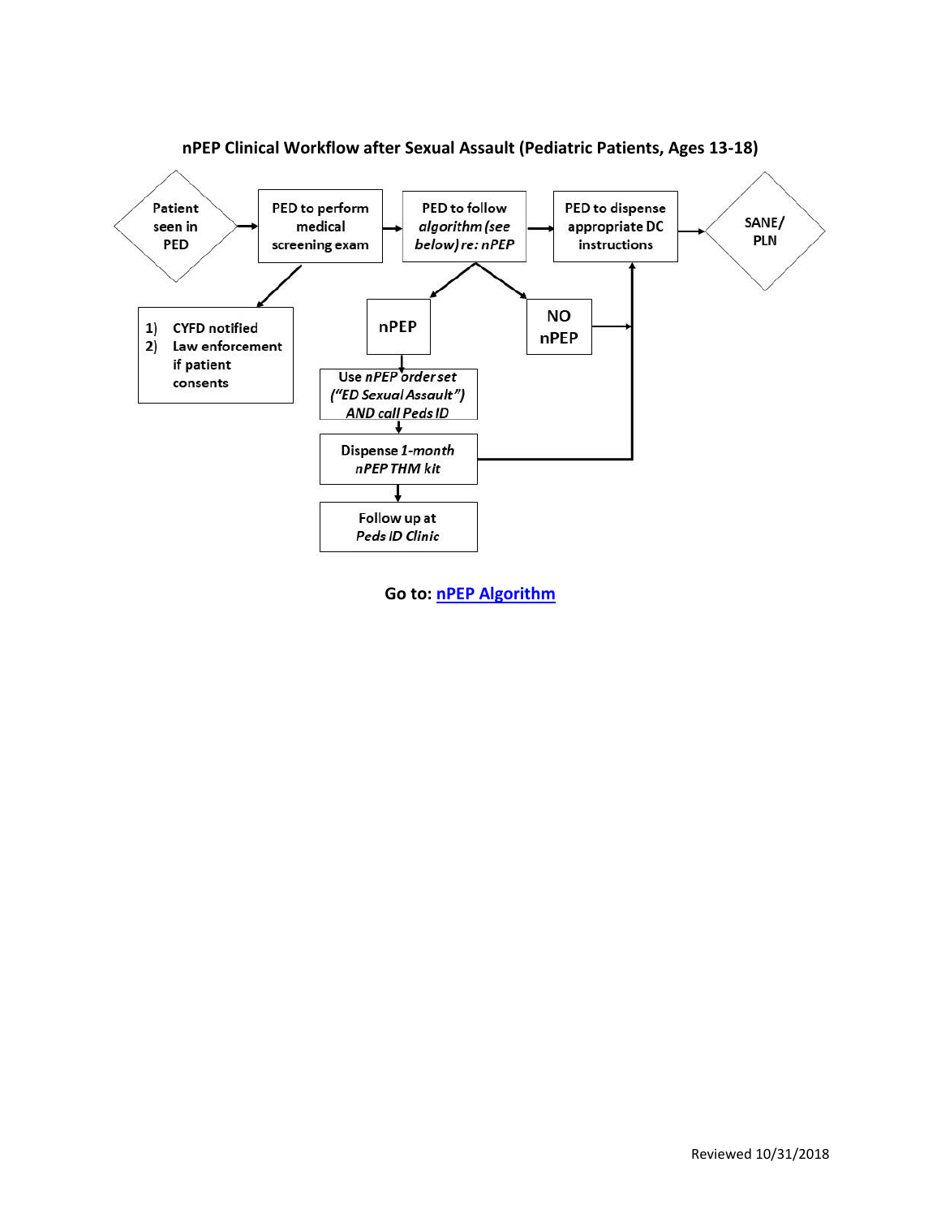## nPEP Clinical Workflow after Sexual Assault (Pediatric Patients, Ages 13-18)

- **Patient seen in PED** → **PED to perform medical screening exam** → **PED to follow *algorithm (see below) re: nPEP*** → **PED to dispense appropriate DC instructions** → **SANE/ PLN**
- From "PED to perform medical screening exam":
  1) CYFD notified
  2) Law enforcement if patient consents
- From "PED to follow *algorithm (see below) re: nPEP*":
  - **nPEP** → Use *nPEP order set ("ED Sexual Assault") AND call Peds ID* → Dispense *1-month nPEP THM kit* → "PED to dispense appropriate DC instructions"; and → Follow up at *Peds ID Clinic*
  - **NO nPEP** → "PED to dispense appropriate DC instructions"

**Go to: nPEP Algorithm**

Reviewed 10/31/2018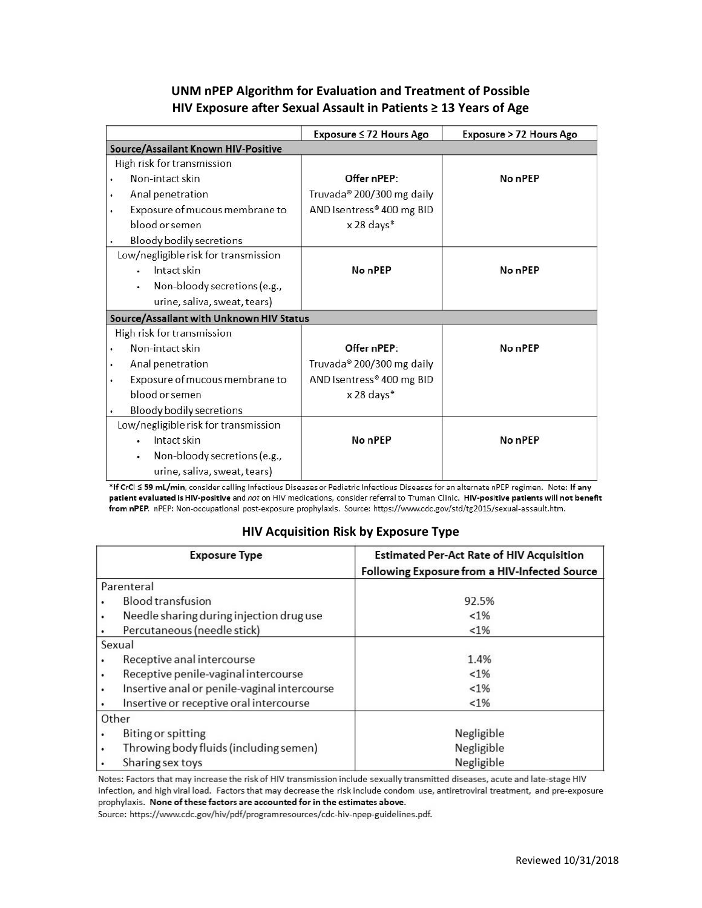## UNM nPEP Algorithm for Evaluation and Treatment of Possible HIV Exposure after Sexual Assault in Patients ≥ 13 Years of Age

| | Exposure ≤ 72 Hours Ago | Exposure > 72 Hours Ago |
|---|---|---|
| **Source/Assailant Known HIV-Positive** | | |
| High risk for transmission<br>• Non-intact skin<br>• Anal penetration<br>• Exposure of mucous membrane to blood or semen<br>• Bloody bodily secretions | **Offer nPEP**:<br>Truvada® 200/300 mg daily AND Isentress® 400 mg BID x 28 days* | **No nPEP** |
| Low/negligible risk for transmission<br>• Intact skin<br>• Non-bloody secretions (e.g., urine, saliva, sweat, tears) | **No nPEP** | **No nPEP** |
| **Source/Assailant with Unknown HIV Status** | | |
| High risk for transmission<br>• Non-intact skin<br>• Anal penetration<br>• Exposure of mucous membrane to blood or semen<br>• Bloody bodily secretions | **Offer nPEP**:<br>Truvada® 200/300 mg daily AND Isentress® 400 mg BID x 28 days* | **No nPEP** |
| Low/negligible risk for transmission<br>• Intact skin<br>• Non-bloody secretions (e.g., urine, saliva, sweat, tears) | **No nPEP** | **No nPEP** |

***If CrCl ≤ 59 mL/min**, consider calling Infectious Diseases or Pediatric Infectious Diseases for an alternate nPEP regimen. Note: **If any patient evaluated is HIV-positive** and *not* on HIV medications, consider referral to Truman Clinic. **HIV-positive patients will not benefit from nPEP.** nPEP: Non-occupational post-exposure prophylaxis. Source: https://www.cdc.gov/std/tg2015/sexual-assault.htm.

## HIV Acquisition Risk by Exposure Type

| Exposure Type | Estimated Per-Act Rate of HIV Acquisition Following Exposure from a HIV-Infected Source |
|---|---|
| Parenteral | |
| • Blood transfusion | 92.5% |
| • Needle sharing during injection drug use | <1% |
| • Percutaneous (needle stick) | <1% |
| Sexual | |
| • Receptive anal intercourse | 1.4% |
| • Receptive penile-vaginal intercourse | <1% |
| • Insertive anal or penile-vaginal intercourse | <1% |
| • Insertive or receptive oral intercourse | <1% |
| Other | |
| • Biting or spitting | Negligible |
| • Throwing body fluids (including semen) | Negligible |
| • Sharing sex toys | Negligible |

Notes: Factors that may increase the risk of HIV transmission include sexually transmitted diseases, acute and late-stage HIV infection, and high viral load. Factors that may decrease the risk include condom use, antiretroviral treatment, and pre-exposure prophylaxis. **None of these factors are accounted for in the estimates above.**

Source: https://www.cdc.gov/hiv/pdf/programresources/cdc-hiv-npep-guidelines.pdf.

Reviewed 10/31/2018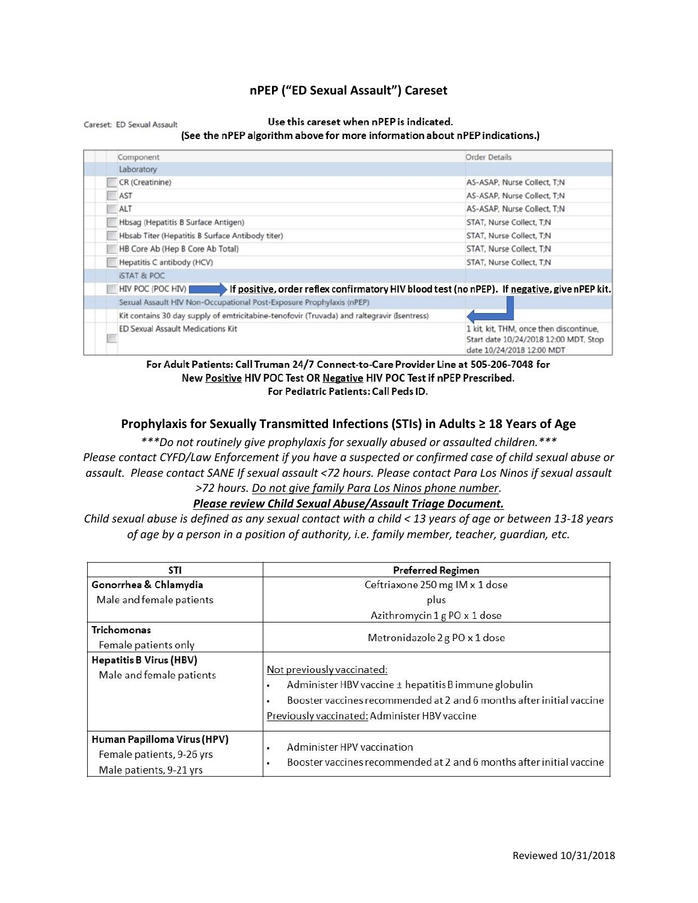## nPEP ("ED Sexual Assault") Careset

Careset: ED Sexual Assault

**Use this careset when nPEP is indicated.**
**(See the nPEP algorithm above for more information about nPEP indications.)**

| Component | Order Details |
|---|---|
| Laboratory | |
| CR (Creatinine) | AS-ASAP, Nurse Collect, T;N |
| AST | AS-ASAP, Nurse Collect, T;N |
| ALT | AS-ASAP, Nurse Collect, T;N |
| Hbsag (Hepatitis B Surface Antigen) | STAT, Nurse Collect, T;N |
| Hbsab Titer (Hepatitis B Surface Antibody titer) | STAT, Nurse Collect, T;N |
| HB Core Ab (Hep B Core Ab Total) | STAT, Nurse Collect, T;N |
| Hepatitis C antibody (HCV) | STAT, Nurse Collect, T;N |
| iSTAT & POC | |
| HIV POC (POC HIV) → **If positive, order reflex confirmatory HIV blood test (no nPEP). If negative, give nPEP kit.** | |
| Sexual Assault HIV Non-Occupational Post-Exposure Prophylaxis (nPEP) | |
| Kit contains 30 day supply of emtricitabine-tenofovir (Truvada) and raltegravir (Isentress) | |
| ED Sexual Assault Medications Kit | 1 kit, kit, THM, once then discontinue, Start date 10/24/2018 12:00 MDT, Stop date 10/24/2018 12:00 MDT |

**For Adult Patients: Call Truman 24/7 Connect-to-Care Provider Line at 505-206-7048 for New Positive HIV POC Test OR Negative HIV POC Test if nPEP Prescribed.**
**For Pediatric Patients: Call Peds ID.**

## Prophylaxis for Sexually Transmitted Infections (STIs) in Adults ≥ 18 Years of Age

****Do not routinely give prophylaxis for sexually abused or assaulted children.****

*Please contact CYFD/Law Enforcement if you have a suspected or confirmed case of child sexual abuse or assault. Please contact SANE If sexual assault <72 hours. Please contact Para Los Ninos if sexual assault >72 hours. Do not give family Para Los Ninos phone number.*

***Please review Child Sexual Abuse/Assault Triage Document.***

*Child sexual abuse is defined as any sexual contact with a child < 13 years of age or between 13-18 years of age by a person in a position of authority, i.e. family member, teacher, guardian, etc.*

| STI | Preferred Regimen |
|---|---|
| **Gonorrhea & Chlamydia**<br>Male and female patients | Ceftriaxone 250 mg IM x 1 dose<br>plus<br>Azithromycin 1 g PO x 1 dose |
| **Trichomonas**<br>Female patients only | Metronidazole 2 g PO x 1 dose |
| **Hepatitis B Virus (HBV)**<br>Male and female patients | Not previously vaccinated:<br>• Administer HBV vaccine ± hepatitis B immune globulin<br>• Booster vaccines recommended at 2 and 6 months after initial vaccine<br>Previously vaccinated: Administer HBV vaccine |
| **Human Papilloma Virus (HPV)**<br>Female patients, 9-26 yrs<br>Male patients, 9-21 yrs | • Administer HPV vaccination<br>• Booster vaccines recommended at 2 and 6 months after initial vaccine |

Reviewed 10/31/2018